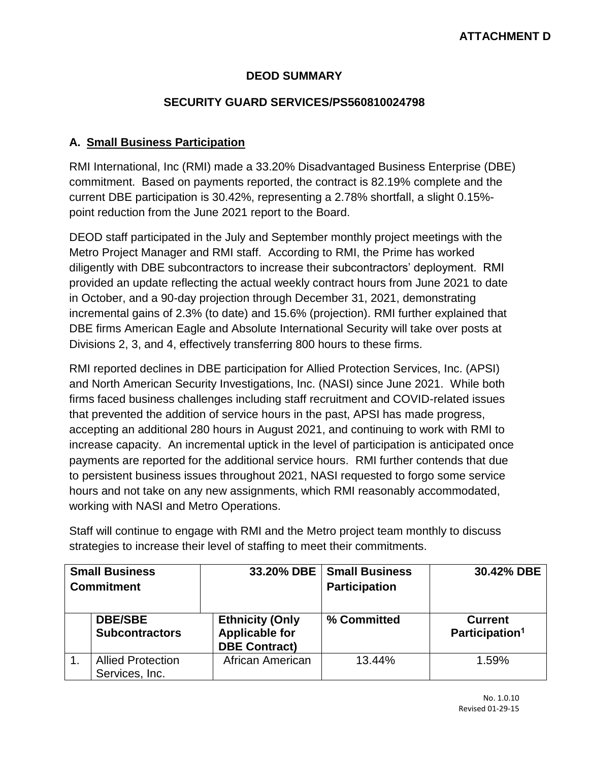**ATTACHMENT D**

# DEOD SUMMARY

## SECURITY GUARD SERVICES/PS560810024798

### A. Small Business Participation

RMI International, Inc (RMI) made a 33.20% Disadvantaged Business Enterprise (DBE) commitment. Based on payments reported, the contract is 82.19% complete and the current DBE participation is 30.42%, representing a 2.78% shortfall, a slight 0.15%-point reduction from the June 2021 report to the Board.

DEOD staff participated in the July and September monthly project meetings with the Metro Project Manager and RMI staff. According to RMI, the Prime has worked diligently with DBE subcontractors to increase their subcontractors' deployment. RMI provided an update reflecting the actual weekly contract hours from June 2021 to date in October, and a 90-day projection through December 31, 2021, demonstrating incremental gains of 2.3% (to date) and 15.6% (projection). RMI further explained that DBE firms American Eagle and Absolute International Security will take over posts at Divisions 2, 3, and 4, effectively transferring 800 hours to these firms.

RMI reported declines in DBE participation for Allied Protection Services, Inc. (APSI) and North American Security Investigations, Inc. (NASI) since June 2021. While both firms faced business challenges including staff recruitment and COVID-related issues that prevented the addition of service hours in the past, APSI has made progress, accepting an additional 280 hours in August 2021, and continuing to work with RMI to increase capacity. An incremental uptick in the level of participation is anticipated once payments are reported for the additional service hours. RMI further contends that due to persistent business issues throughout 2021, NASI requested to forgo some service hours and not take on any new assignments, which RMI reasonably accommodated, working with NASI and Metro Operations.

Staff will continue to engage with RMI and the Metro project team monthly to discuss strategies to increase their level of staffing to meet their commitments.

| **Small Business Commitment** | | **33.20% DBE** | **Small Business Participation** | **30.42% DBE** |
|---|---|---|---|---|
| | **DBE/SBE Subcontractors** | **Ethnicity (Only Applicable for DBE Contract)** | **% Committed** | **Current Participation[1]** |
| 1. | Allied Protection Services, Inc. | African American | 13.44% | 1.59% |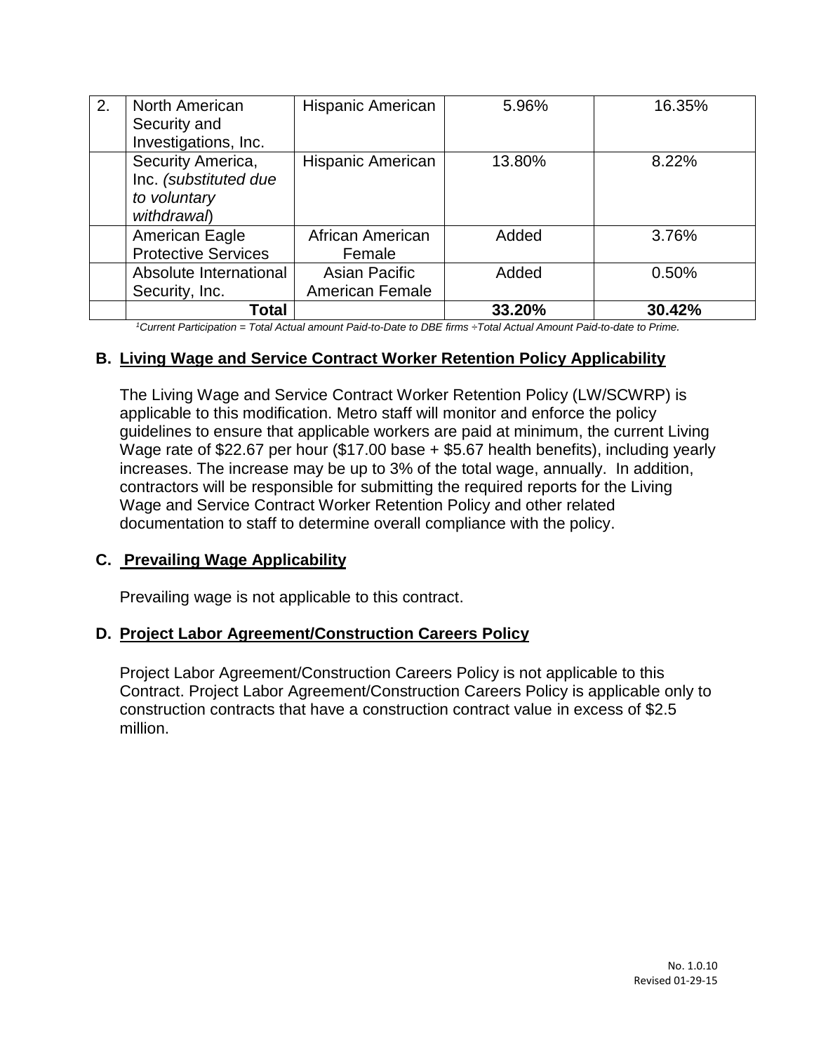| | | | | |
|---|---|---|---|---|
| 2. | North American Security and Investigations, Inc. | Hispanic American | 5.96% | 16.35% |
| | Security America, Inc. *(substituted due to voluntary withdrawal*) | Hispanic American | 13.80% | 8.22% |
| | American Eagle Protective Services | African American Female | Added | 3.76% |
| | Absolute International Security, Inc. | Asian Pacific American Female | Added | 0.50% |
| | **Total** | | **33.20%** | **30.42%** |

*[1]Current Participation = Total Actual amount Paid-to-Date to DBE firms ÷Total Actual Amount Paid-to-date to Prime.*

## B. Living Wage and Service Contract Worker Retention Policy Applicability

The Living Wage and Service Contract Worker Retention Policy (LW/SCWRP) is applicable to this modification. Metro staff will monitor and enforce the policy guidelines to ensure that applicable workers are paid at minimum, the current Living Wage rate of $22.67 per hour ($17.00 base + $5.67 health benefits), including yearly increases. The increase may be up to 3% of the total wage, annually. In addition, contractors will be responsible for submitting the required reports for the Living Wage and Service Contract Worker Retention Policy and other related documentation to staff to determine overall compliance with the policy.

## C. Prevailing Wage Applicability

Prevailing wage is not applicable to this contract.

## D. Project Labor Agreement/Construction Careers Policy

Project Labor Agreement/Construction Careers Policy is not applicable to this Contract. Project Labor Agreement/Construction Careers Policy is applicable only to construction contracts that have a construction contract value in excess of $2.5 million.

No. 1.0.10
Revised 01-29-15